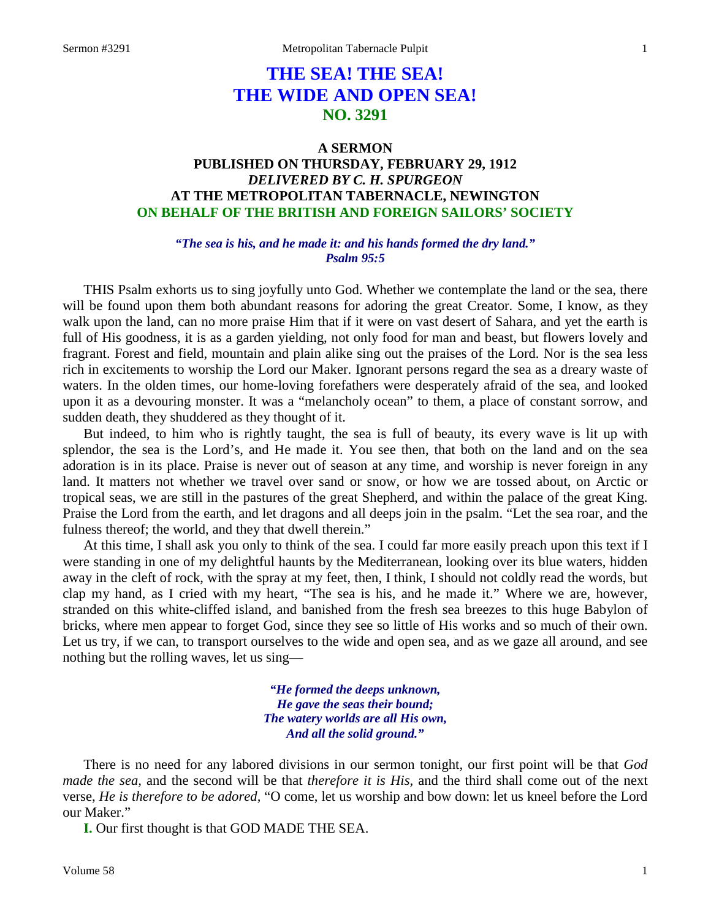# THE SEA! THE SEA! THE WIDE AND OPEN SEA!
## NO. 3291

### A SERMON
### PUBLISHED ON THURSDAY, FEBRUARY 29, 1912
### *DELIVERED BY C. H. SPURGEON*
### AT THE METROPOLITAN TABERNACLE, NEWINGTON
### ON BEHALF OF THE BRITISH AND FOREIGN SAILORS' SOCIETY

*"The sea is his, and he made it: and his hands formed the dry land."*
*Psalm 95:5*

THIS Psalm exhorts us to sing joyfully unto God. Whether we contemplate the land or the sea, there will be found upon them both abundant reasons for adoring the great Creator. Some, I know, as they walk upon the land, can no more praise Him that if it were on vast desert of Sahara, and yet the earth is full of His goodness, it is as a garden yielding, not only food for man and beast, but flowers lovely and fragrant. Forest and field, mountain and plain alike sing out the praises of the Lord. Nor is the sea less rich in excitements to worship the Lord our Maker. Ignorant persons regard the sea as a dreary waste of waters. In the olden times, our home-loving forefathers were desperately afraid of the sea, and looked upon it as a devouring monster. It was a "melancholy ocean" to them, a place of constant sorrow, and sudden death, they shuddered as they thought of it.

But indeed, to him who is rightly taught, the sea is full of beauty, its every wave is lit up with splendor, the sea is the Lord's, and He made it. You see then, that both on the land and on the sea adoration is in its place. Praise is never out of season at any time, and worship is never foreign in any land. It matters not whether we travel over sand or snow, or how we are tossed about, on Arctic or tropical seas, we are still in the pastures of the great Shepherd, and within the palace of the great King. Praise the Lord from the earth, and let dragons and all deeps join in the psalm. "Let the sea roar, and the fulness thereof; the world, and they that dwell therein."

At this time, I shall ask you only to think of the sea. I could far more easily preach upon this text if I were standing in one of my delightful haunts by the Mediterranean, looking over its blue waters, hidden away in the cleft of rock, with the spray at my feet, then, I think, I should not coldly read the words, but clap my hand, as I cried with my heart, "The sea is his, and he made it." Where we are, however, stranded on this white-cliffed island, and banished from the fresh sea breezes to this huge Babylon of bricks, where men appear to forget God, since they see so little of His works and so much of their own. Let us try, if we can, to transport ourselves to the wide and open sea, and as we gaze all around, and see nothing but the rolling waves, let us sing—

*"He formed the deeps unknown,*
*He gave the seas their bound;*
*The watery worlds are all His own,*
*And all the solid ground."*

There is no need for any labored divisions in our sermon tonight, our first point will be that *God made the sea,* and the second will be that *therefore it is His,* and the third shall come out of the next verse, *He is therefore to be adored,* "O come, let us worship and bow down: let us kneel before the Lord our Maker."

**I.** Our first thought is that GOD MADE THE SEA.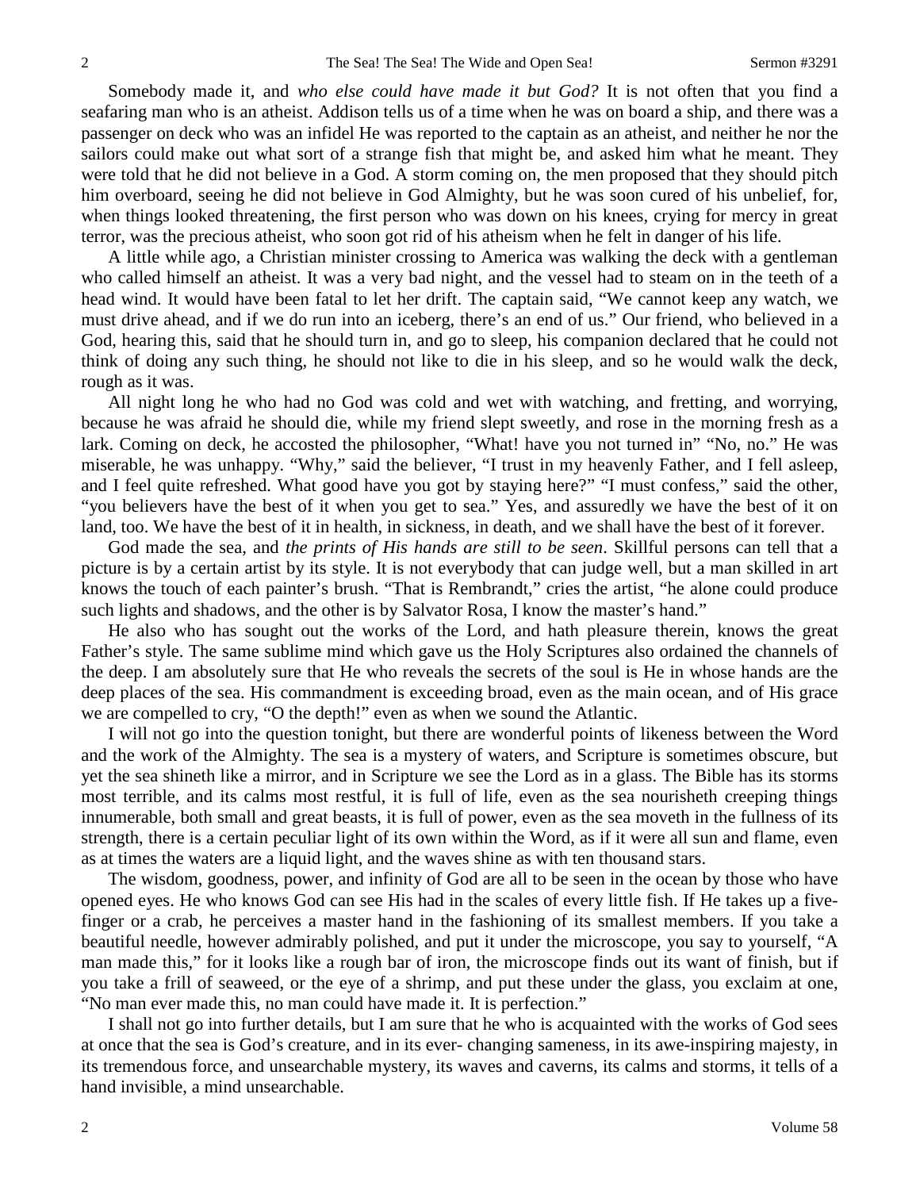Somebody made it, and *who else could have made it but God?* It is not often that you find a seafaring man who is an atheist. Addison tells us of a time when he was on board a ship, and there was a passenger on deck who was an infidel He was reported to the captain as an atheist, and neither he nor the sailors could make out what sort of a strange fish that might be, and asked him what he meant. They were told that he did not believe in a God. A storm coming on, the men proposed that they should pitch him overboard, seeing he did not believe in God Almighty, but he was soon cured of his unbelief, for, when things looked threatening, the first person who was down on his knees, crying for mercy in great terror, was the precious atheist, who soon got rid of his atheism when he felt in danger of his life.

A little while ago, a Christian minister crossing to America was walking the deck with a gentleman who called himself an atheist. It was a very bad night, and the vessel had to steam on in the teeth of a head wind. It would have been fatal to let her drift. The captain said, "We cannot keep any watch, we must drive ahead, and if we do run into an iceberg, there's an end of us." Our friend, who believed in a God, hearing this, said that he should turn in, and go to sleep, his companion declared that he could not think of doing any such thing, he should not like to die in his sleep, and so he would walk the deck, rough as it was.

All night long he who had no God was cold and wet with watching, and fretting, and worrying, because he was afraid he should die, while my friend slept sweetly, and rose in the morning fresh as a lark. Coming on deck, he accosted the philosopher, "What! have you not turned in" "No, no." He was miserable, he was unhappy. "Why," said the believer, "I trust in my heavenly Father, and I fell asleep, and I feel quite refreshed. What good have you got by staying here?" "I must confess," said the other, "you believers have the best of it when you get to sea." Yes, and assuredly we have the best of it on land, too. We have the best of it in health, in sickness, in death, and we shall have the best of it forever.

God made the sea, and *the prints of His hands are still to be seen*. Skillful persons can tell that a picture is by a certain artist by its style. It is not everybody that can judge well, but a man skilled in art knows the touch of each painter's brush. "That is Rembrandt," cries the artist, "he alone could produce such lights and shadows, and the other is by Salvator Rosa, I know the master's hand."

He also who has sought out the works of the Lord, and hath pleasure therein, knows the great Father's style. The same sublime mind which gave us the Holy Scriptures also ordained the channels of the deep. I am absolutely sure that He who reveals the secrets of the soul is He in whose hands are the deep places of the sea. His commandment is exceeding broad, even as the main ocean, and of His grace we are compelled to cry, "O the depth!" even as when we sound the Atlantic.

I will not go into the question tonight, but there are wonderful points of likeness between the Word and the work of the Almighty. The sea is a mystery of waters, and Scripture is sometimes obscure, but yet the sea shineth like a mirror, and in Scripture we see the Lord as in a glass. The Bible has its storms most terrible, and its calms most restful, it is full of life, even as the sea nourisheth creeping things innumerable, both small and great beasts, it is full of power, even as the sea moveth in the fullness of its strength, there is a certain peculiar light of its own within the Word, as if it were all sun and flame, even as at times the waters are a liquid light, and the waves shine as with ten thousand stars.

The wisdom, goodness, power, and infinity of God are all to be seen in the ocean by those who have opened eyes. He who knows God can see His had in the scales of every little fish. If He takes up a five-finger or a crab, he perceives a master hand in the fashioning of its smallest members. If you take a beautiful needle, however admirably polished, and put it under the microscope, you say to yourself, "A man made this," for it looks like a rough bar of iron, the microscope finds out its want of finish, but if you take a frill of seaweed, or the eye of a shrimp, and put these under the glass, you exclaim at one, "No man ever made this, no man could have made it. It is perfection."

I shall not go into further details, but I am sure that he who is acquainted with the works of God sees at once that the sea is God's creature, and in its ever- changing sameness, in its awe-inspiring majesty, in its tremendous force, and unsearchable mystery, its waves and caverns, its calms and storms, it tells of a hand invisible, a mind unsearchable.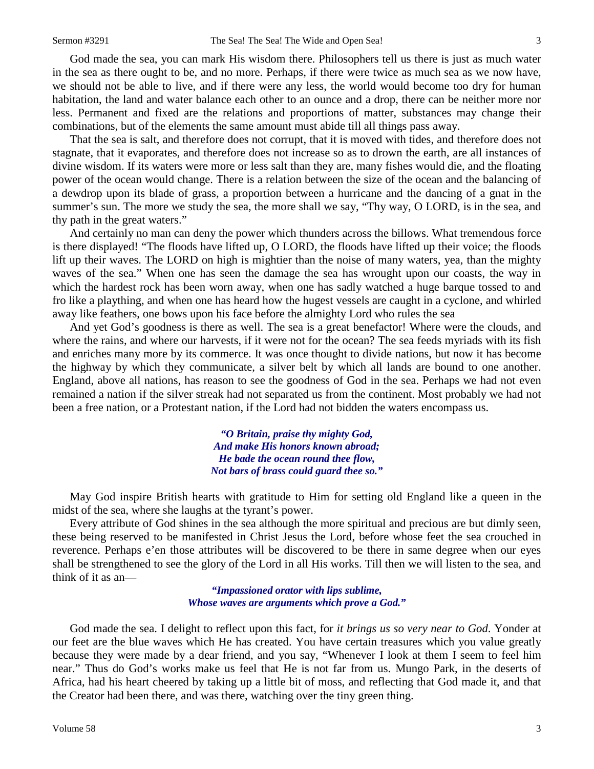God made the sea, you can mark His wisdom there. Philosophers tell us there is just as much water in the sea as there ought to be, and no more. Perhaps, if there were twice as much sea as we now have, we should not be able to live, and if there were any less, the world would become too dry for human habitation, the land and water balance each other to an ounce and a drop, there can be neither more nor less. Permanent and fixed are the relations and proportions of matter, substances may change their combinations, but of the elements the same amount must abide till all things pass away.

That the sea is salt, and therefore does not corrupt, that it is moved with tides, and therefore does not stagnate, that it evaporates, and therefore does not increase so as to drown the earth, are all instances of divine wisdom. If its waters were more or less salt than they are, many fishes would die, and the floating power of the ocean would change. There is a relation between the size of the ocean and the balancing of a dewdrop upon its blade of grass, a proportion between a hurricane and the dancing of a gnat in the summer's sun. The more we study the sea, the more shall we say, "Thy way, O LORD, is in the sea, and thy path in the great waters."

And certainly no man can deny the power which thunders across the billows. What tremendous force is there displayed! "The floods have lifted up, O LORD, the floods have lifted up their voice; the floods lift up their waves. The LORD on high is mightier than the noise of many waters, yea, than the mighty waves of the sea." When one has seen the damage the sea has wrought upon our coasts, the way in which the hardest rock has been worn away, when one has sadly watched a huge barque tossed to and fro like a plaything, and when one has heard how the hugest vessels are caught in a cyclone, and whirled away like feathers, one bows upon his face before the almighty Lord who rules the sea

And yet God's goodness is there as well. The sea is a great benefactor! Where were the clouds, and where the rains, and where our harvests, if it were not for the ocean? The sea feeds myriads with its fish and enriches many more by its commerce. It was once thought to divide nations, but now it has become the highway by which they communicate, a silver belt by which all lands are bound to one another. England, above all nations, has reason to see the goodness of God in the sea. Perhaps we had not even remained a nation if the silver streak had not separated us from the continent. Most probably we had not been a free nation, or a Protestant nation, if the Lord had not bidden the waters encompass us.

> ***"O Britain, praise thy mighty God,***
> ***And make His honors known abroad;***
> ***He bade the ocean round thee flow,***
> ***Not bars of brass could guard thee so."***

May God inspire British hearts with gratitude to Him for setting old England like a queen in the midst of the sea, where she laughs at the tyrant's power.

Every attribute of God shines in the sea although the more spiritual and precious are but dimly seen, these being reserved to be manifested in Christ Jesus the Lord, before whose feet the sea crouched in reverence. Perhaps e'en those attributes will be discovered to be there in same degree when our eyes shall be strengthened to see the glory of the Lord in all His works. Till then we will listen to the sea, and think of it as an—

> ***"Impassioned orator with lips sublime,***
> ***Whose waves are arguments which prove a God."***

God made the sea. I delight to reflect upon this fact, for *it brings us so very near to God*. Yonder at our feet are the blue waves which He has created. You have certain treasures which you value greatly because they were made by a dear friend, and you say, "Whenever I look at them I seem to feel him near." Thus do God's works make us feel that He is not far from us. Mungo Park, in the deserts of Africa, had his heart cheered by taking up a little bit of moss, and reflecting that God made it, and that the Creator had been there, and was there, watching over the tiny green thing.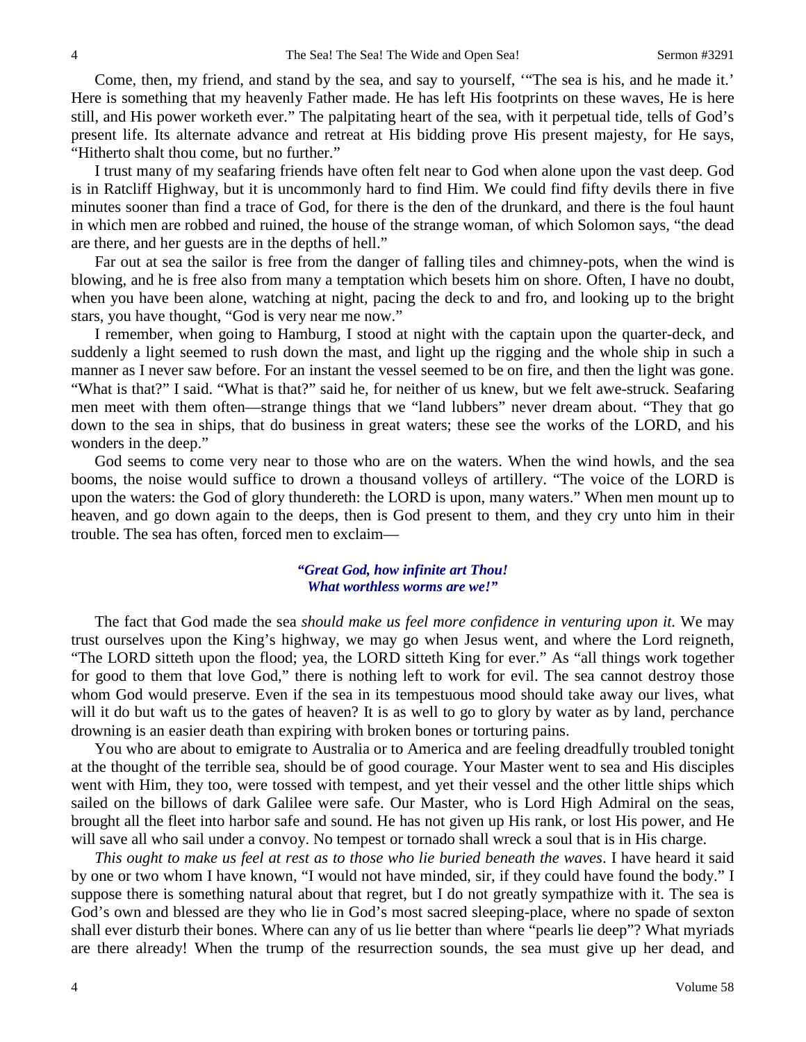Come, then, my friend, and stand by the sea, and say to yourself, '"The sea is his, and he made it.' Here is something that my heavenly Father made. He has left His footprints on these waves, He is here still, and His power worketh ever." The palpitating heart of the sea, with it perpetual tide, tells of God's present life. Its alternate advance and retreat at His bidding prove His present majesty, for He says, "Hitherto shalt thou come, but no further."

I trust many of my seafaring friends have often felt near to God when alone upon the vast deep. God is in Ratcliff Highway, but it is uncommonly hard to find Him. We could find fifty devils there in five minutes sooner than find a trace of God, for there is the den of the drunkard, and there is the foul haunt in which men are robbed and ruined, the house of the strange woman, of which Solomon says, "the dead are there, and her guests are in the depths of hell."

Far out at sea the sailor is free from the danger of falling tiles and chimney-pots, when the wind is blowing, and he is free also from many a temptation which besets him on shore. Often, I have no doubt, when you have been alone, watching at night, pacing the deck to and fro, and looking up to the bright stars, you have thought, "God is very near me now."

I remember, when going to Hamburg, I stood at night with the captain upon the quarter-deck, and suddenly a light seemed to rush down the mast, and light up the rigging and the whole ship in such a manner as I never saw before. For an instant the vessel seemed to be on fire, and then the light was gone. "What is that?" I said. "What is that?" said he, for neither of us knew, but we felt awe-struck. Seafaring men meet with them often—strange things that we "land lubbers" never dream about. "They that go down to the sea in ships, that do business in great waters; these see the works of the LORD, and his wonders in the deep."

God seems to come very near to those who are on the waters. When the wind howls, and the sea booms, the noise would suffice to drown a thousand volleys of artillery. "The voice of the LORD is upon the waters: the God of glory thundereth: the LORD is upon, many waters." When men mount up to heaven, and go down again to the deeps, then is God present to them, and they cry unto him in their trouble. The sea has often, forced men to exclaim—

> ***"Great God, how infinite art Thou!***
> ***What worthless worms are we!"***

The fact that God made the sea *should make us feel more confidence in venturing upon it.* We may trust ourselves upon the King's highway, we may go when Jesus went, and where the Lord reigneth, "The LORD sitteth upon the flood; yea, the LORD sitteth King for ever." As "all things work together for good to them that love God," there is nothing left to work for evil. The sea cannot destroy those whom God would preserve. Even if the sea in its tempestuous mood should take away our lives, what will it do but waft us to the gates of heaven? It is as well to go to glory by water as by land, perchance drowning is an easier death than expiring with broken bones or torturing pains.

You who are about to emigrate to Australia or to America and are feeling dreadfully troubled tonight at the thought of the terrible sea, should be of good courage. Your Master went to sea and His disciples went with Him, they too, were tossed with tempest, and yet their vessel and the other little ships which sailed on the billows of dark Galilee were safe. Our Master, who is Lord High Admiral on the seas, brought all the fleet into harbor safe and sound. He has not given up His rank, or lost His power, and He will save all who sail under a convoy. No tempest or tornado shall wreck a soul that is in His charge.

*This ought to make us feel at rest as to those who lie buried beneath the waves*. I have heard it said by one or two whom I have known, "I would not have minded, sir, if they could have found the body." I suppose there is something natural about that regret, but I do not greatly sympathize with it. The sea is God's own and blessed are they who lie in God's most sacred sleeping-place, where no spade of sexton shall ever disturb their bones. Where can any of us lie better than where "pearls lie deep"? What myriads are there already! When the trump of the resurrection sounds, the sea must give up her dead, and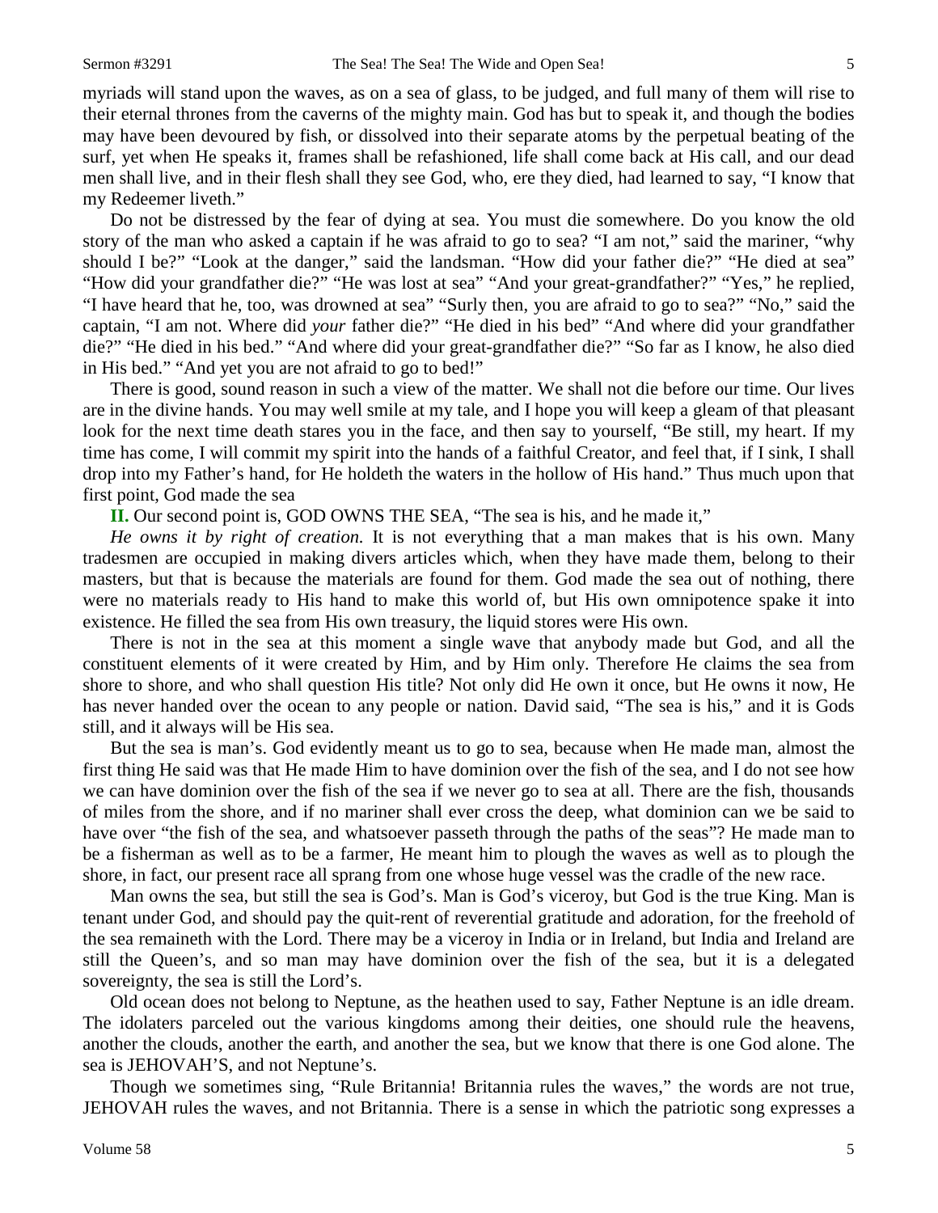myriads will stand upon the waves, as on a sea of glass, to be judged, and full many of them will rise to their eternal thrones from the caverns of the mighty main. God has but to speak it, and though the bodies may have been devoured by fish, or dissolved into their separate atoms by the perpetual beating of the surf, yet when He speaks it, frames shall be refashioned, life shall come back at His call, and our dead men shall live, and in their flesh shall they see God, who, ere they died, had learned to say, "I know that my Redeemer liveth."

Do not be distressed by the fear of dying at sea. You must die somewhere. Do you know the old story of the man who asked a captain if he was afraid to go to sea? "I am not," said the mariner, "why should I be?" "Look at the danger," said the landsman. "How did your father die?" "He died at sea" "How did your grandfather die?" "He was lost at sea" "And your great-grandfather?" "Yes," he replied, "I have heard that he, too, was drowned at sea" "Surly then, you are afraid to go to sea?" "No," said the captain, "I am not. Where did *your* father die?" "He died in his bed" "And where did your grandfather die?" "He died in his bed." "And where did your great-grandfather die?" "So far as I know, he also died in His bed." "And yet you are not afraid to go to bed!"

There is good, sound reason in such a view of the matter. We shall not die before our time. Our lives are in the divine hands. You may well smile at my tale, and I hope you will keep a gleam of that pleasant look for the next time death stares you in the face, and then say to yourself, "Be still, my heart. If my time has come, I will commit my spirit into the hands of a faithful Creator, and feel that, if I sink, I shall drop into my Father's hand, for He holdeth the waters in the hollow of His hand." Thus much upon that first point, God made the sea

**II.** Our second point is, GOD OWNS THE SEA, "The sea is his, and he made it,"

*He owns it by right of creation.* It is not everything that a man makes that is his own. Many tradesmen are occupied in making divers articles which, when they have made them, belong to their masters, but that is because the materials are found for them. God made the sea out of nothing, there were no materials ready to His hand to make this world of, but His own omnipotence spake it into existence. He filled the sea from His own treasury, the liquid stores were His own.

There is not in the sea at this moment a single wave that anybody made but God, and all the constituent elements of it were created by Him, and by Him only. Therefore He claims the sea from shore to shore, and who shall question His title? Not only did He own it once, but He owns it now, He has never handed over the ocean to any people or nation. David said, "The sea is his," and it is Gods still, and it always will be His sea.

But the sea is man's. God evidently meant us to go to sea, because when He made man, almost the first thing He said was that He made Him to have dominion over the fish of the sea, and I do not see how we can have dominion over the fish of the sea if we never go to sea at all. There are the fish, thousands of miles from the shore, and if no mariner shall ever cross the deep, what dominion can we be said to have over "the fish of the sea, and whatsoever passeth through the paths of the seas"? He made man to be a fisherman as well as to be a farmer, He meant him to plough the waves as well as to plough the shore, in fact, our present race all sprang from one whose huge vessel was the cradle of the new race.

Man owns the sea, but still the sea is God's. Man is God's viceroy, but God is the true King. Man is tenant under God, and should pay the quit-rent of reverential gratitude and adoration, for the freehold of the sea remaineth with the Lord. There may be a viceroy in India or in Ireland, but India and Ireland are still the Queen's, and so man may have dominion over the fish of the sea, but it is a delegated sovereignty, the sea is still the Lord's.

Old ocean does not belong to Neptune, as the heathen used to say, Father Neptune is an idle dream. The idolaters parceled out the various kingdoms among their deities, one should rule the heavens, another the clouds, another the earth, and another the sea, but we know that there is one God alone. The sea is JEHOVAH'S, and not Neptune's.

Though we sometimes sing, "Rule Britannia! Britannia rules the waves," the words are not true, JEHOVAH rules the waves, and not Britannia. There is a sense in which the patriotic song expresses a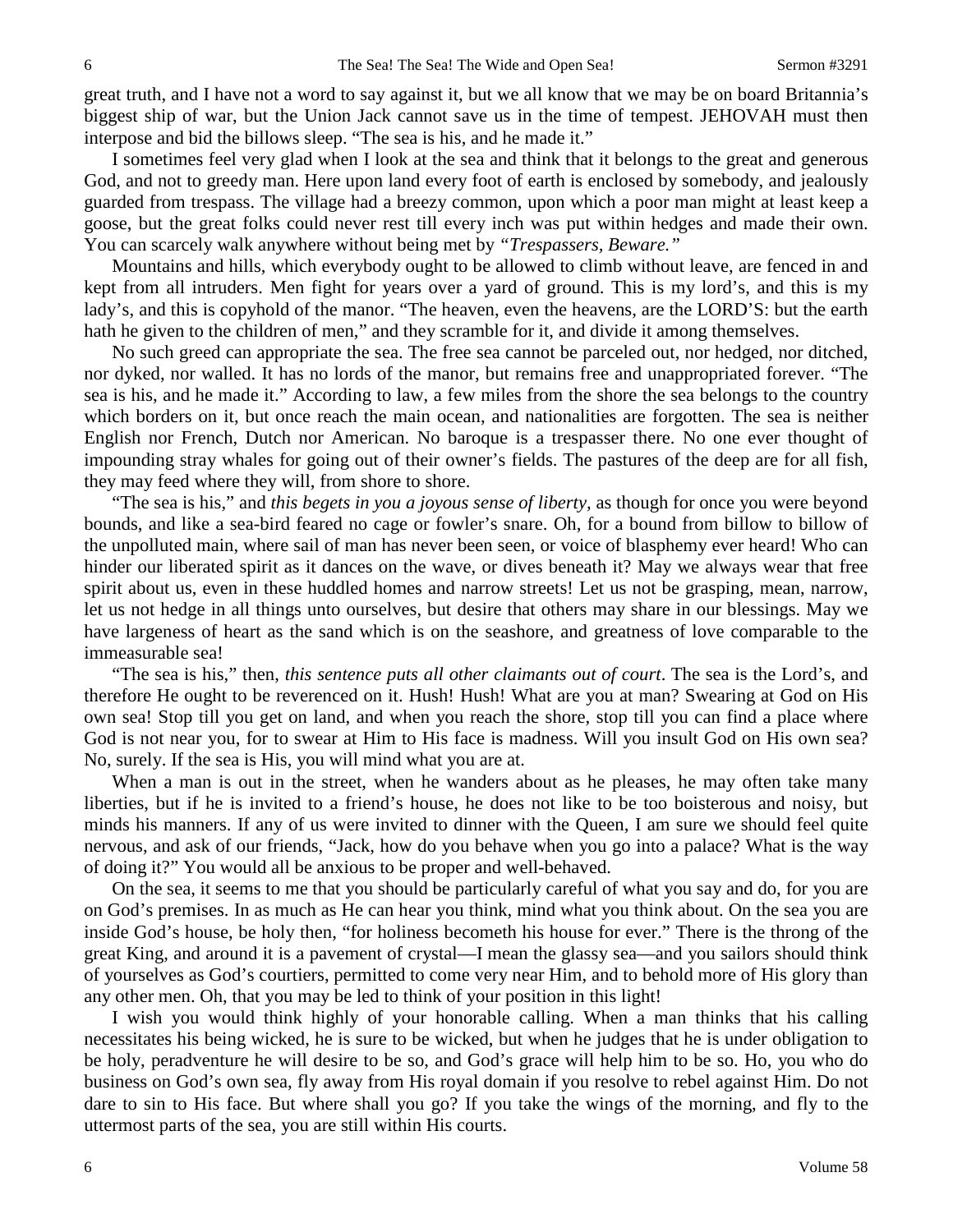great truth, and I have not a word to say against it, but we all know that we may be on board Britannia's biggest ship of war, but the Union Jack cannot save us in the time of tempest. JEHOVAH must then interpose and bid the billows sleep. "The sea is his, and he made it."

I sometimes feel very glad when I look at the sea and think that it belongs to the great and generous God, and not to greedy man. Here upon land every foot of earth is enclosed by somebody, and jealously guarded from trespass. The village had a breezy common, upon which a poor man might at least keep a goose, but the great folks could never rest till every inch was put within hedges and made their own. You can scarcely walk anywhere without being met by *"Trespassers, Beware."*

Mountains and hills, which everybody ought to be allowed to climb without leave, are fenced in and kept from all intruders. Men fight for years over a yard of ground. This is my lord's, and this is my lady's, and this is copyhold of the manor. "The heaven, even the heavens, are the LORD'S: but the earth hath he given to the children of men," and they scramble for it, and divide it among themselves.

No such greed can appropriate the sea. The free sea cannot be parceled out, nor hedged, nor ditched, nor dyked, nor walled. It has no lords of the manor, but remains free and unappropriated forever. "The sea is his, and he made it." According to law, a few miles from the shore the sea belongs to the country which borders on it, but once reach the main ocean, and nationalities are forgotten. The sea is neither English nor French, Dutch nor American. No baroque is a trespasser there. No one ever thought of impounding stray whales for going out of their owner's fields. The pastures of the deep are for all fish, they may feed where they will, from shore to shore.

"The sea is his," and *this begets in you a joyous sense of liberty*, as though for once you were beyond bounds, and like a sea-bird feared no cage or fowler's snare. Oh, for a bound from billow to billow of the unpolluted main, where sail of man has never been seen, or voice of blasphemy ever heard! Who can hinder our liberated spirit as it dances on the wave, or dives beneath it? May we always wear that free spirit about us, even in these huddled homes and narrow streets! Let us not be grasping, mean, narrow, let us not hedge in all things unto ourselves, but desire that others may share in our blessings. May we have largeness of heart as the sand which is on the seashore, and greatness of love comparable to the immeasurable sea!

"The sea is his," then, *this sentence puts all other claimants out of court*. The sea is the Lord's, and therefore He ought to be reverenced on it. Hush! Hush! What are you at man? Swearing at God on His own sea! Stop till you get on land, and when you reach the shore, stop till you can find a place where God is not near you, for to swear at Him to His face is madness. Will you insult God on His own sea? No, surely. If the sea is His, you will mind what you are at.

When a man is out in the street, when he wanders about as he pleases, he may often take many liberties, but if he is invited to a friend's house, he does not like to be too boisterous and noisy, but minds his manners. If any of us were invited to dinner with the Queen, I am sure we should feel quite nervous, and ask of our friends, "Jack, how do you behave when you go into a palace? What is the way of doing it?" You would all be anxious to be proper and well-behaved.

On the sea, it seems to me that you should be particularly careful of what you say and do, for you are on God's premises. In as much as He can hear you think, mind what you think about. On the sea you are inside God's house, be holy then, "for holiness becometh his house for ever." There is the throng of the great King, and around it is a pavement of crystal—I mean the glassy sea—and you sailors should think of yourselves as God's courtiers, permitted to come very near Him, and to behold more of His glory than any other men. Oh, that you may be led to think of your position in this light!

I wish you would think highly of your honorable calling. When a man thinks that his calling necessitates his being wicked, he is sure to be wicked, but when he judges that he is under obligation to be holy, peradventure he will desire to be so, and God's grace will help him to be so. Ho, you who do business on God's own sea, fly away from His royal domain if you resolve to rebel against Him. Do not dare to sin to His face. But where shall you go? If you take the wings of the morning, and fly to the uttermost parts of the sea, you are still within His courts.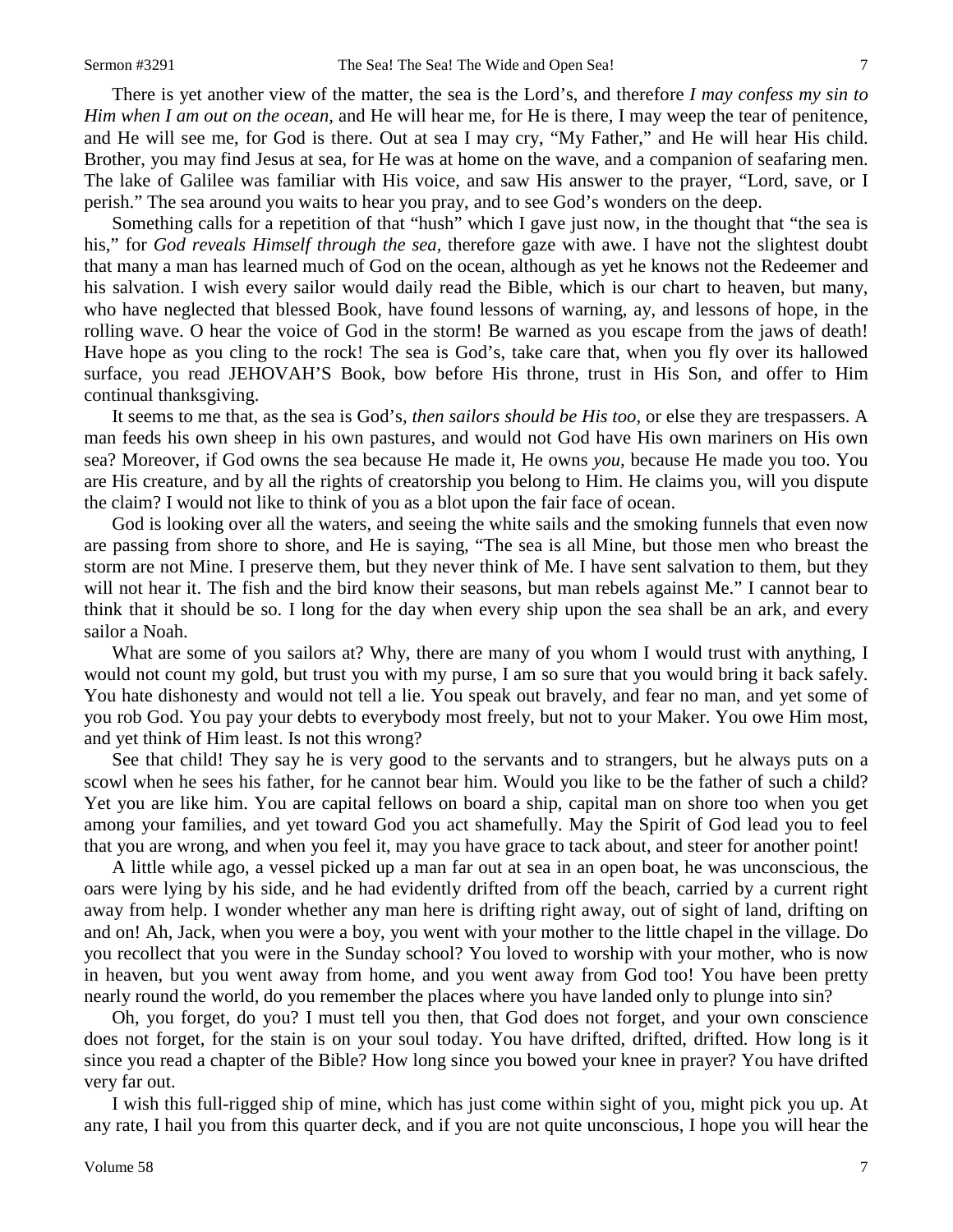There is yet another view of the matter, the sea is the Lord's, and therefore *I may confess my sin to Him when I am out on the ocean,* and He will hear me, for He is there, I may weep the tear of penitence, and He will see me, for God is there. Out at sea I may cry, "My Father," and He will hear His child. Brother, you may find Jesus at sea, for He was at home on the wave, and a companion of seafaring men. The lake of Galilee was familiar with His voice, and saw His answer to the prayer, "Lord, save, or I perish." The sea around you waits to hear you pray, and to see God's wonders on the deep.

Something calls for a repetition of that "hush" which I gave just now, in the thought that "the sea is his," for *God reveals Himself through the sea,* therefore gaze with awe. I have not the slightest doubt that many a man has learned much of God on the ocean, although as yet he knows not the Redeemer and his salvation. I wish every sailor would daily read the Bible, which is our chart to heaven, but many, who have neglected that blessed Book, have found lessons of warning, ay, and lessons of hope, in the rolling wave. O hear the voice of God in the storm! Be warned as you escape from the jaws of death! Have hope as you cling to the rock! The sea is God's, take care that, when you fly over its hallowed surface, you read JEHOVAH'S Book, bow before His throne, trust in His Son, and offer to Him continual thanksgiving.

It seems to me that, as the sea is God's, *then sailors should be His too,* or else they are trespassers. A man feeds his own sheep in his own pastures, and would not God have His own mariners on His own sea? Moreover, if God owns the sea because He made it, He owns *you,* because He made you too. You are His creature, and by all the rights of creatorship you belong to Him. He claims you, will you dispute the claim? I would not like to think of you as a blot upon the fair face of ocean.

God is looking over all the waters, and seeing the white sails and the smoking funnels that even now are passing from shore to shore, and He is saying, "The sea is all Mine, but those men who breast the storm are not Mine. I preserve them, but they never think of Me. I have sent salvation to them, but they will not hear it. The fish and the bird know their seasons, but man rebels against Me." I cannot bear to think that it should be so. I long for the day when every ship upon the sea shall be an ark, and every sailor a Noah.

What are some of you sailors at? Why, there are many of you whom I would trust with anything, I would not count my gold, but trust you with my purse, I am so sure that you would bring it back safely. You hate dishonesty and would not tell a lie. You speak out bravely, and fear no man, and yet some of you rob God. You pay your debts to everybody most freely, but not to your Maker. You owe Him most, and yet think of Him least. Is not this wrong?

See that child! They say he is very good to the servants and to strangers, but he always puts on a scowl when he sees his father, for he cannot bear him. Would you like to be the father of such a child? Yet you are like him. You are capital fellows on board a ship, capital man on shore too when you get among your families, and yet toward God you act shamefully. May the Spirit of God lead you to feel that you are wrong, and when you feel it, may you have grace to tack about, and steer for another point!

A little while ago, a vessel picked up a man far out at sea in an open boat, he was unconscious, the oars were lying by his side, and he had evidently drifted from off the beach, carried by a current right away from help. I wonder whether any man here is drifting right away, out of sight of land, drifting on and on! Ah, Jack, when you were a boy, you went with your mother to the little chapel in the village. Do you recollect that you were in the Sunday school? You loved to worship with your mother, who is now in heaven, but you went away from home, and you went away from God too! You have been pretty nearly round the world, do you remember the places where you have landed only to plunge into sin?

Oh, you forget, do you? I must tell you then, that God does not forget, and your own conscience does not forget, for the stain is on your soul today. You have drifted, drifted, drifted. How long is it since you read a chapter of the Bible? How long since you bowed your knee in prayer? You have drifted very far out.

I wish this full-rigged ship of mine, which has just come within sight of you, might pick you up. At any rate, I hail you from this quarter deck, and if you are not quite unconscious, I hope you will hear the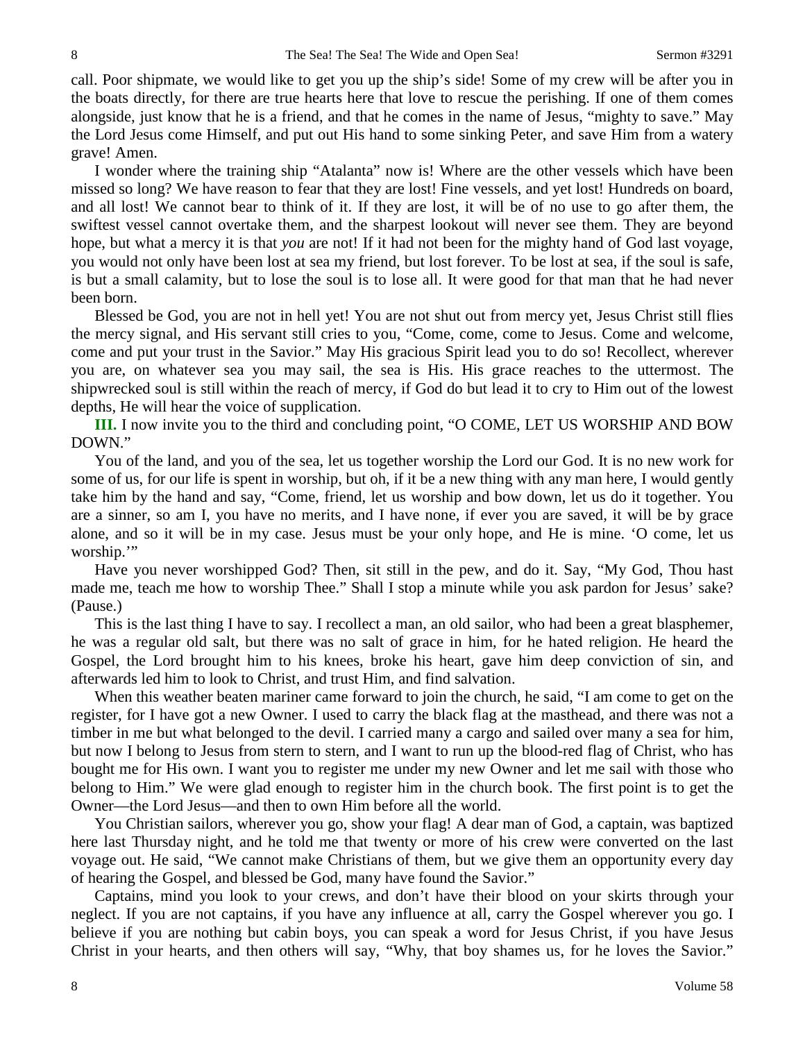call. Poor shipmate, we would like to get you up the ship's side! Some of my crew will be after you in the boats directly, for there are true hearts here that love to rescue the perishing. If one of them comes alongside, just know that he is a friend, and that he comes in the name of Jesus, "mighty to save." May the Lord Jesus come Himself, and put out His hand to some sinking Peter, and save Him from a watery grave! Amen.

I wonder where the training ship "Atalanta" now is! Where are the other vessels which have been missed so long? We have reason to fear that they are lost! Fine vessels, and yet lost! Hundreds on board, and all lost! We cannot bear to think of it. If they are lost, it will be of no use to go after them, the swiftest vessel cannot overtake them, and the sharpest lookout will never see them. They are beyond hope, but what a mercy it is that *you* are not! If it had not been for the mighty hand of God last voyage, you would not only have been lost at sea my friend, but lost forever. To be lost at sea, if the soul is safe, is but a small calamity, but to lose the soul is to lose all. It were good for that man that he had never been born.

Blessed be God, you are not in hell yet! You are not shut out from mercy yet, Jesus Christ still flies the mercy signal, and His servant still cries to you, "Come, come, come to Jesus. Come and welcome, come and put your trust in the Savior." May His gracious Spirit lead you to do so! Recollect, wherever you are, on whatever sea you may sail, the sea is His. His grace reaches to the uttermost. The shipwrecked soul is still within the reach of mercy, if God do but lead it to cry to Him out of the lowest depths, He will hear the voice of supplication.

**III.** I now invite you to the third and concluding point, "O COME, LET US WORSHIP AND BOW DOWN."

You of the land, and you of the sea, let us together worship the Lord our God. It is no new work for some of us, for our life is spent in worship, but oh, if it be a new thing with any man here, I would gently take him by the hand and say, "Come, friend, let us worship and bow down, let us do it together. You are a sinner, so am I, you have no merits, and I have none, if ever you are saved, it will be by grace alone, and so it will be in my case. Jesus must be your only hope, and He is mine. 'O come, let us worship.'"

Have you never worshipped God? Then, sit still in the pew, and do it. Say, "My God, Thou hast made me, teach me how to worship Thee." Shall I stop a minute while you ask pardon for Jesus' sake? (Pause.)

This is the last thing I have to say. I recollect a man, an old sailor, who had been a great blasphemer, he was a regular old salt, but there was no salt of grace in him, for he hated religion. He heard the Gospel, the Lord brought him to his knees, broke his heart, gave him deep conviction of sin, and afterwards led him to look to Christ, and trust Him, and find salvation.

When this weather beaten mariner came forward to join the church, he said, "I am come to get on the register, for I have got a new Owner. I used to carry the black flag at the masthead, and there was not a timber in me but what belonged to the devil. I carried many a cargo and sailed over many a sea for him, but now I belong to Jesus from stern to stern, and I want to run up the blood-red flag of Christ, who has bought me for His own. I want you to register me under my new Owner and let me sail with those who belong to Him." We were glad enough to register him in the church book. The first point is to get the Owner—the Lord Jesus—and then to own Him before all the world.

You Christian sailors, wherever you go, show your flag! A dear man of God, a captain, was baptized here last Thursday night, and he told me that twenty or more of his crew were converted on the last voyage out. He said, "We cannot make Christians of them, but we give them an opportunity every day of hearing the Gospel, and blessed be God, many have found the Savior."

Captains, mind you look to your crews, and don't have their blood on your skirts through your neglect. If you are not captains, if you have any influence at all, carry the Gospel wherever you go. I believe if you are nothing but cabin boys, you can speak a word for Jesus Christ, if you have Jesus Christ in your hearts, and then others will say, "Why, that boy shames us, for he loves the Savior."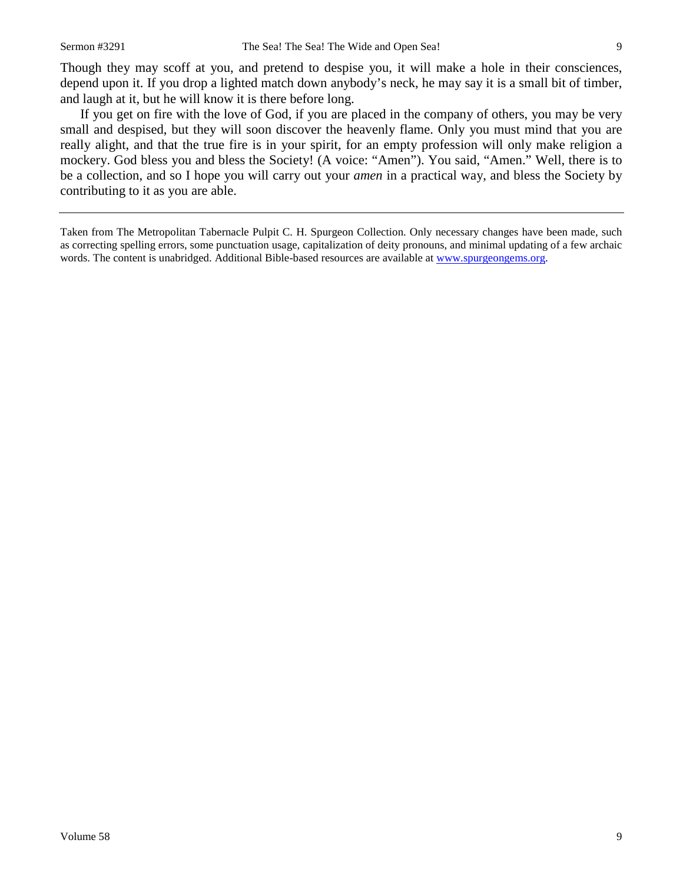Though they may scoff at you, and pretend to despise you, it will make a hole in their consciences, depend upon it. If you drop a lighted match down anybody's neck, he may say it is a small bit of timber, and laugh at it, but he will know it is there before long.

If you get on fire with the love of God, if you are placed in the company of others, you may be very small and despised, but they will soon discover the heavenly flame. Only you must mind that you are really alight, and that the true fire is in your spirit, for an empty profession will only make religion a mockery. God bless you and bless the Society! (A voice: "Amen"). You said, "Amen." Well, there is to be a collection, and so I hope you will carry out your *amen* in a practical way, and bless the Society by contributing to it as you are able.

---

Taken from The Metropolitan Tabernacle Pulpit C. H. Spurgeon Collection. Only necessary changes have been made, such as correcting spelling errors, some punctuation usage, capitalization of deity pronouns, and minimal updating of a few archaic words. The content is unabridged. Additional Bible-based resources are available at www.spurgeongems.org.